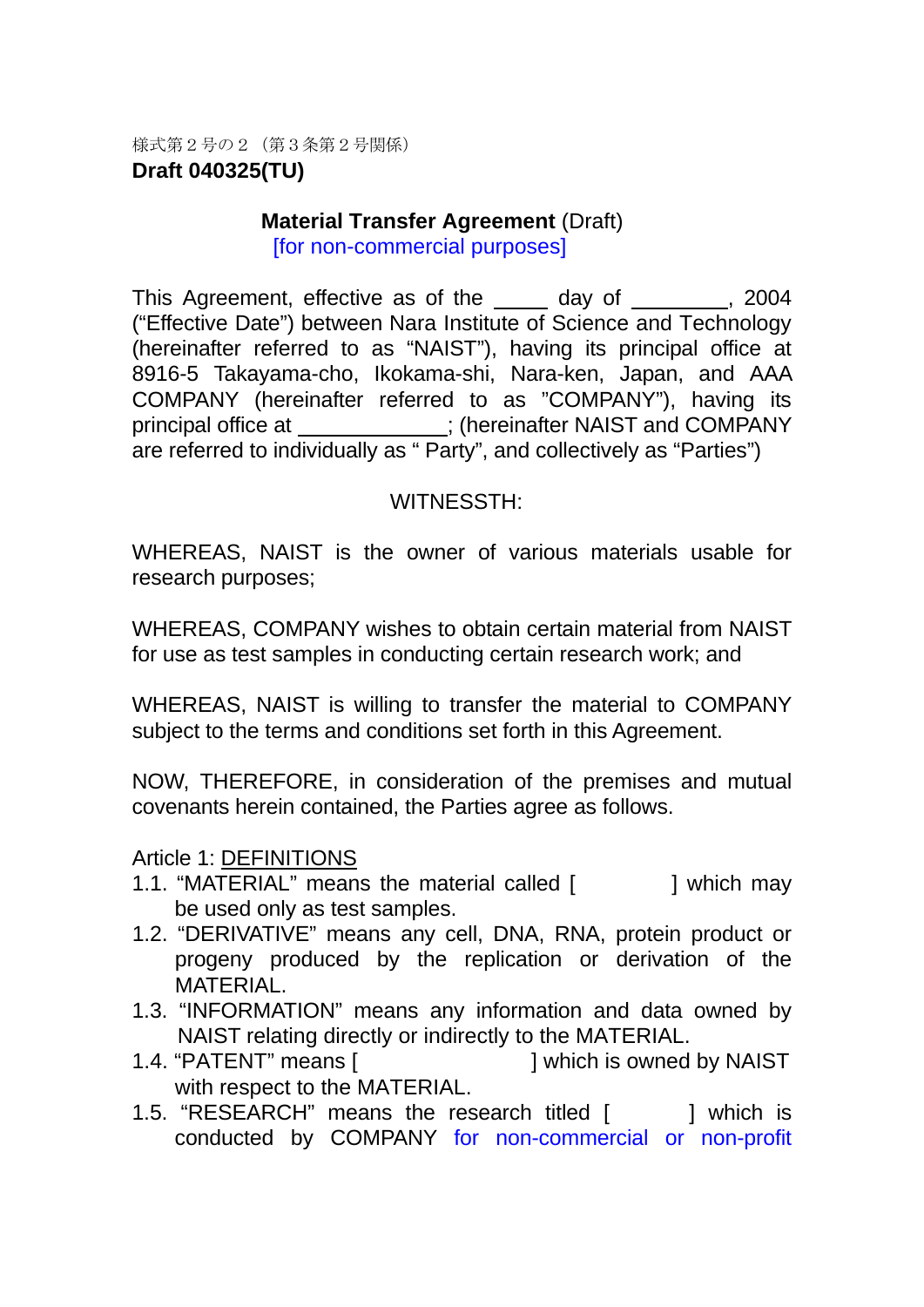様式第２号の２（第３条第２号関係）

**Draft 040325(TU)**

**Material Transfer Agreement** (Draft)
[for non-commercial purposes]

This Agreement, effective as of the _____ day of _________, 2004 ("Effective Date") between Nara Institute of Science and Technology (hereinafter referred to as "NAIST"), having its principal office at 8916-5 Takayama-cho, Ikokama-shi, Nara-ken, Japan, and AAA COMPANY (hereinafter referred to as "COMPANY"), having its principal office at _____________; (hereinafter NAIST and COMPANY are referred to individually as " Party", and collectively as "Parties")

WITNESSTH:

WHEREAS, NAIST is the owner of various materials usable for research purposes;

WHEREAS, COMPANY wishes to obtain certain material from NAIST for use as test samples in conducting certain research work; and

WHEREAS, NAIST is willing to transfer the material to COMPANY subject to the terms and conditions set forth in this Agreement.

NOW, THEREFORE, in consideration of the premises and mutual covenants herein contained, the Parties agree as follows.

Article 1: DEFINITIONS

1.1. "MATERIAL" means the material called [ ] which may be used only as test samples.
1.2. "DERIVATIVE" means any cell, DNA, RNA, protein product or progeny produced by the replication or derivation of the MATERIAL.
1.3. "INFORMATION" means any information and data owned by NAIST relating directly or indirectly to the MATERIAL.
1.4. "PATENT" means [ ] which is owned by NAIST with respect to the MATERIAL.
1.5. "RESEARCH" means the research titled [ ] which is conducted by COMPANY for non-commercial or non-profit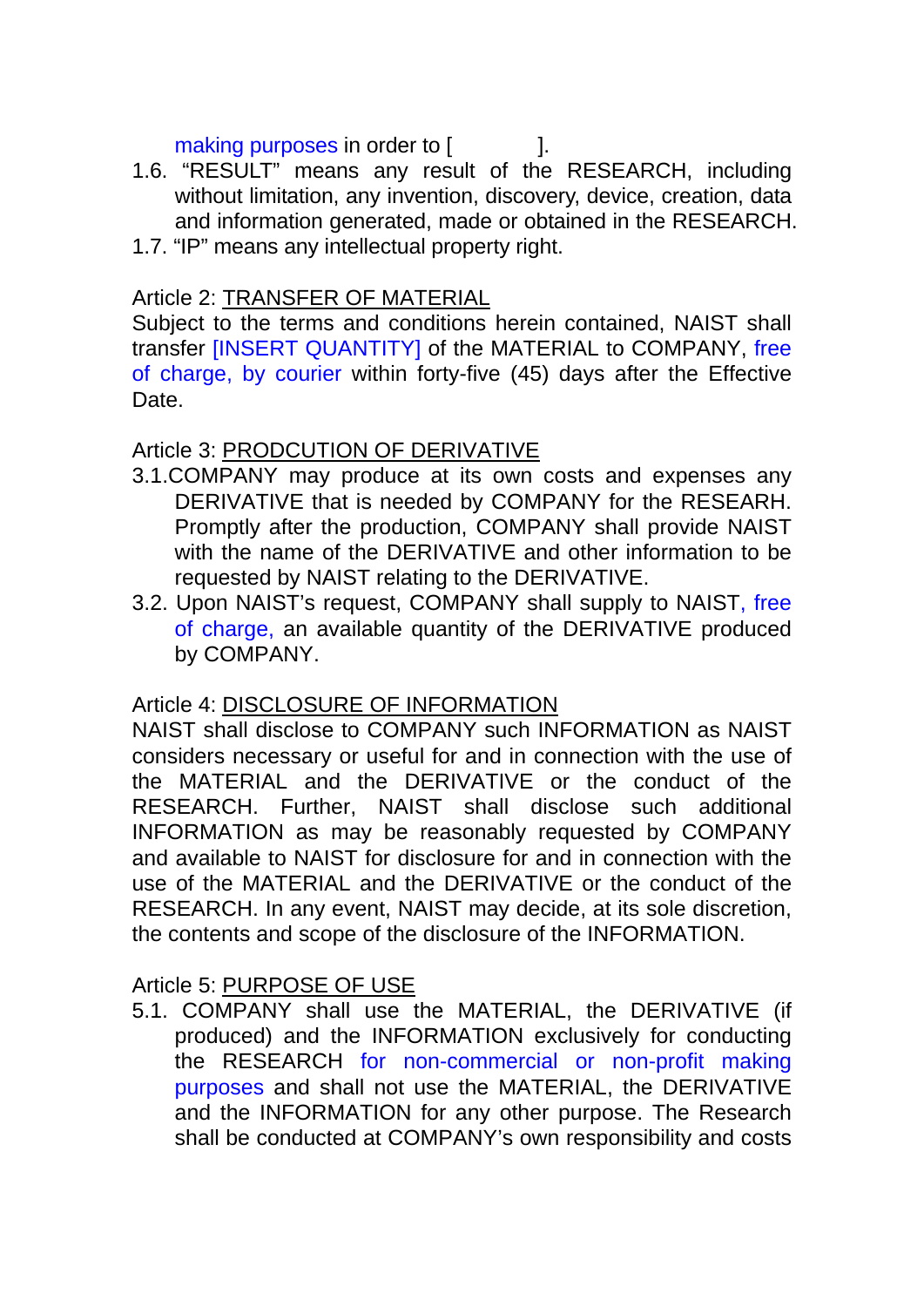making purposes in order to [ ].

1.6. “RESULT” means any result of the RESEARCH, including without limitation, any invention, discovery, device, creation, data and information generated, made or obtained in the RESEARCH.

1.7. “IP” means any intellectual property right.

Article 2: TRANSFER OF MATERIAL

Subject to the terms and conditions herein contained, NAIST shall transfer [INSERT QUANTITY] of the MATERIAL to COMPANY, free of charge, by courier within forty-five (45) days after the Effective Date.

Article 3: PRODCUTION OF DERIVATIVE

3.1. COMPANY may produce at its own costs and expenses any DERIVATIVE that is needed by COMPANY for the RESEARH. Promptly after the production, COMPANY shall provide NAIST with the name of the DERIVATIVE and other information to be requested by NAIST relating to the DERIVATIVE.

3.2. Upon NAIST’s request, COMPANY shall supply to NAIST, free of charge, an available quantity of the DERIVATIVE produced by COMPANY.

Article 4: DISCLOSURE OF INFORMATION

NAIST shall disclose to COMPANY such INFORMATION as NAIST considers necessary or useful for and in connection with the use of the MATERIAL and the DERIVATIVE or the conduct of the RESEARCH. Further, NAIST shall disclose such additional INFORMATION as may be reasonably requested by COMPANY and available to NAIST for disclosure for and in connection with the use of the MATERIAL and the DERIVATIVE or the conduct of the RESEARCH. In any event, NAIST may decide, at its sole discretion, the contents and scope of the disclosure of the INFORMATION.

Article 5: PURPOSE OF USE

5.1. COMPANY shall use the MATERIAL, the DERIVATIVE (if produced) and the INFORMATION exclusively for conducting the RESEARCH for non-commercial or non-profit making purposes and shall not use the MATERIAL, the DERIVATIVE and the INFORMATION for any other purpose. The Research shall be conducted at COMPANY’s own responsibility and costs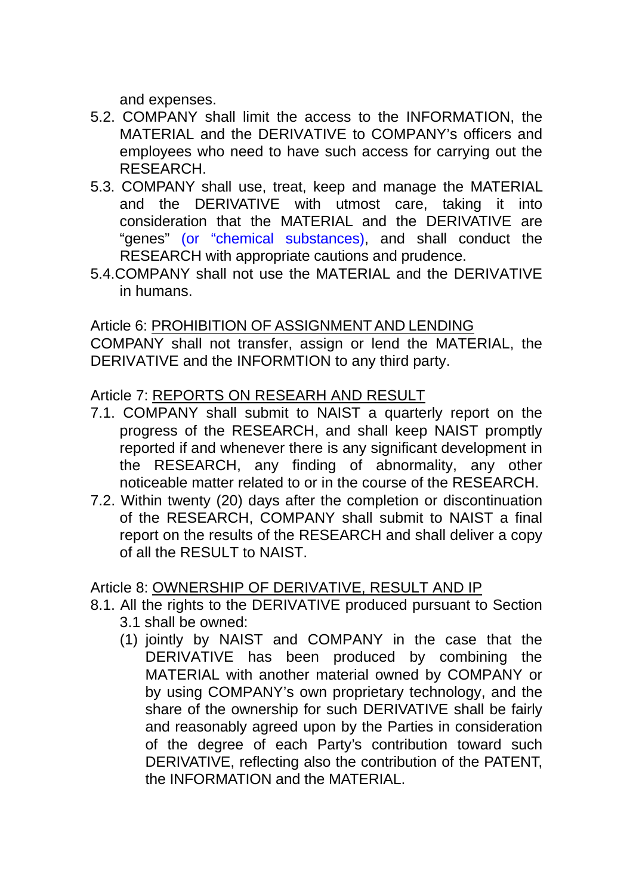and expenses.

5.2. COMPANY shall limit the access to the INFORMATION, the MATERIAL and the DERIVATIVE to COMPANY's officers and employees who need to have such access for carrying out the RESEARCH.

5.3. COMPANY shall use, treat, keep and manage the MATERIAL and the DERIVATIVE with utmost care, taking it into consideration that the MATERIAL and the DERIVATIVE are "genes" (or "chemical substances), and shall conduct the RESEARCH with appropriate cautions and prudence.

5.4.COMPANY shall not use the MATERIAL and the DERIVATIVE in humans.

Article 6: <u>PROHIBITION OF ASSIGNMENT AND LENDING</u>

COMPANY shall not transfer, assign or lend the MATERIAL, the DERIVATIVE and the INFORMTION to any third party.

Article 7: <u>REPORTS ON RESEARH AND RESULT</u>

7.1. COMPANY shall submit to NAIST a quarterly report on the progress of the RESEARCH, and shall keep NAIST promptly reported if and whenever there is any significant development in the RESEARCH, any finding of abnormality, any other noticeable matter related to or in the course of the RESEARCH.

7.2. Within twenty (20) days after the completion or discontinuation of the RESEARCH, COMPANY shall submit to NAIST a final report on the results of the RESEARCH and shall deliver a copy of all the RESULT to NAIST.

Article 8: <u>OWNERSHIP OF DERIVATIVE, RESULT AND IP</u>

8.1. All the rights to the DERIVATIVE produced pursuant to Section 3.1 shall be owned:

(1) jointly by NAIST and COMPANY in the case that the DERIVATIVE has been produced by combining the MATERIAL with another material owned by COMPANY or by using COMPANY's own proprietary technology, and the share of the ownership for such DERIVATIVE shall be fairly and reasonably agreed upon by the Parties in consideration of the degree of each Party's contribution toward such DERIVATIVE, reflecting also the contribution of the PATENT, the INFORMATION and the MATERIAL.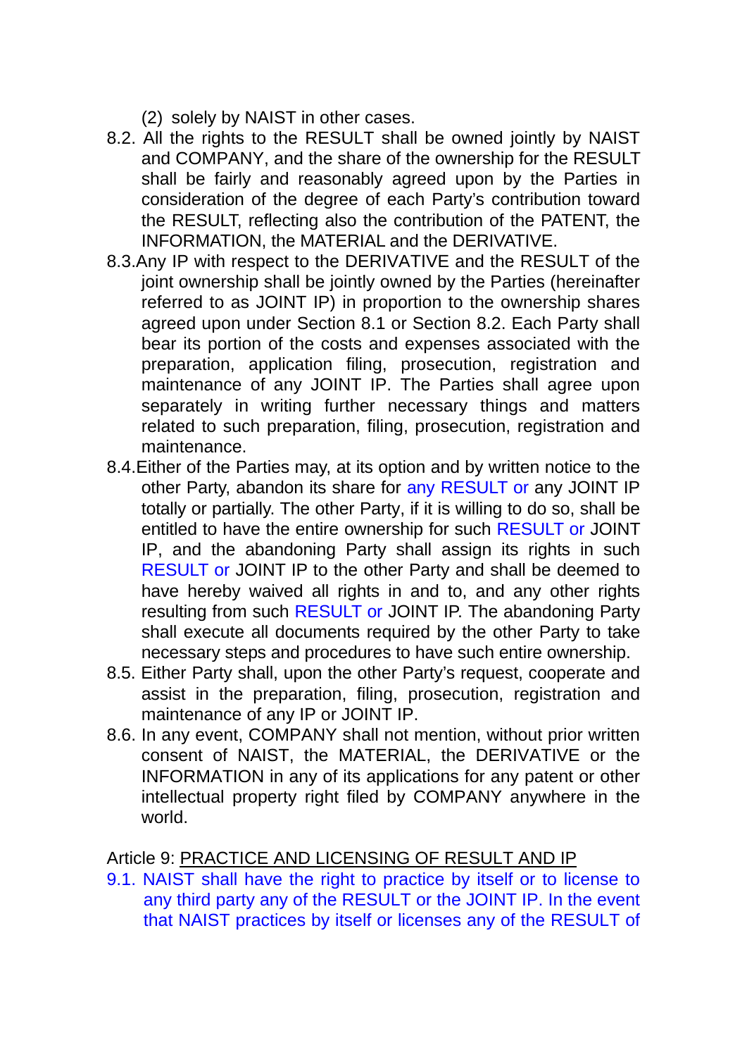(2) solely by NAIST in other cases.

8.2. All the rights to the RESULT shall be owned jointly by NAIST and COMPANY, and the share of the ownership for the RESULT shall be fairly and reasonably agreed upon by the Parties in consideration of the degree of each Party's contribution toward the RESULT, reflecting also the contribution of the PATENT, the INFORMATION, the MATERIAL and the DERIVATIVE.

8.3.Any IP with respect to the DERIVATIVE and the RESULT of the joint ownership shall be jointly owned by the Parties (hereinafter referred to as JOINT IP) in proportion to the ownership shares agreed upon under Section 8.1 or Section 8.2. Each Party shall bear its portion of the costs and expenses associated with the preparation, application filing, prosecution, registration and maintenance of any JOINT IP. The Parties shall agree upon separately in writing further necessary things and matters related to such preparation, filing, prosecution, registration and maintenance.

8.4.Either of the Parties may, at its option and by written notice to the other Party, abandon its share for any RESULT or any JOINT IP totally or partially. The other Party, if it is willing to do so, shall be entitled to have the entire ownership for such RESULT or JOINT IP, and the abandoning Party shall assign its rights in such RESULT or JOINT IP to the other Party and shall be deemed to have hereby waived all rights in and to, and any other rights resulting from such RESULT or JOINT IP. The abandoning Party shall execute all documents required by the other Party to take necessary steps and procedures to have such entire ownership.

8.5. Either Party shall, upon the other Party's request, cooperate and assist in the preparation, filing, prosecution, registration and maintenance of any IP or JOINT IP.

8.6. In any event, COMPANY shall not mention, without prior written consent of NAIST, the MATERIAL, the DERIVATIVE or the INFORMATION in any of its applications for any patent or other intellectual property right filed by COMPANY anywhere in the world.

Article 9: PRACTICE AND LICENSING OF RESULT AND IP

9.1. NAIST shall have the right to practice by itself or to license to any third party any of the RESULT or the JOINT IP. In the event that NAIST practices by itself or licenses any of the RESULT of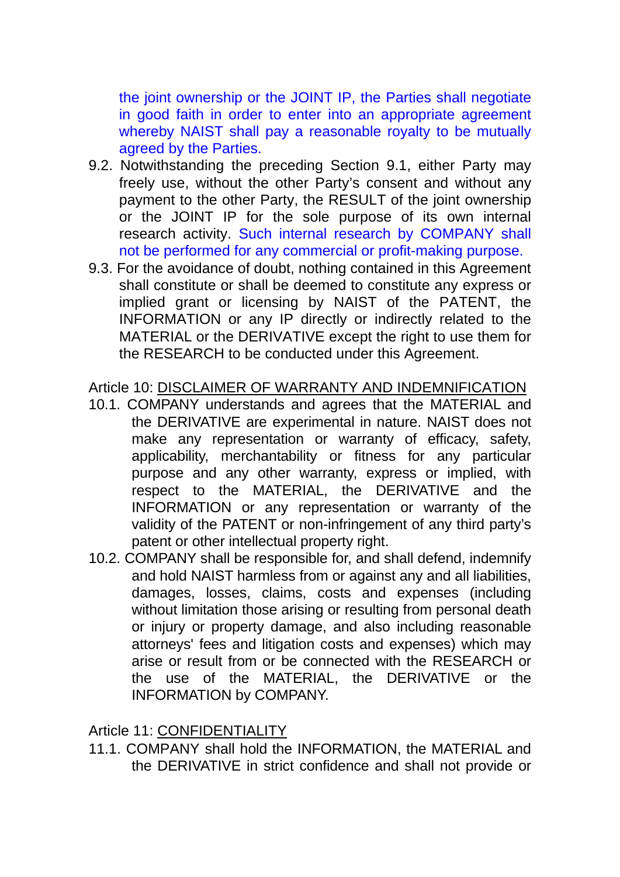the joint ownership or the JOINT IP, the Parties shall negotiate in good faith in order to enter into an appropriate agreement whereby NAIST shall pay a reasonable royalty to be mutually agreed by the Parties.

9.2. Notwithstanding the preceding Section 9.1, either Party may freely use, without the other Party's consent and without any payment to the other Party, the RESULT of the joint ownership or the JOINT IP for the sole purpose of its own internal research activity. Such internal research by COMPANY shall not be performed for any commercial or profit-making purpose.

9.3. For the avoidance of doubt, nothing contained in this Agreement shall constitute or shall be deemed to constitute any express or implied grant or licensing by NAIST of the PATENT, the INFORMATION or any IP directly or indirectly related to the MATERIAL or the DERIVATIVE except the right to use them for the RESEARCH to be conducted under this Agreement.

Article 10: <u>DISCLAIMER OF WARRANTY AND INDEMNIFICATION</u>

10.1. COMPANY understands and agrees that the MATERIAL and the DERIVATIVE are experimental in nature. NAIST does not make any representation or warranty of efficacy, safety, applicability, merchantability or fitness for any particular purpose and any other warranty, express or implied, with respect to the MATERIAL, the DERIVATIVE and the INFORMATION or any representation or warranty of the validity of the PATENT or non-infringement of any third party's patent or other intellectual property right.

10.2. COMPANY shall be responsible for, and shall defend, indemnify and hold NAIST harmless from or against any and all liabilities, damages, losses, claims, costs and expenses (including without limitation those arising or resulting from personal death or injury or property damage, and also including reasonable attorneys' fees and litigation costs and expenses) which may arise or result from or be connected with the RESEARCH or the use of the MATERIAL, the DERIVATIVE or the INFORMATION by COMPANY.

Article 11: <u>CONFIDENTIALITY</u>

11.1. COMPANY shall hold the INFORMATION, the MATERIAL and the DERIVATIVE in strict confidence and shall not provide or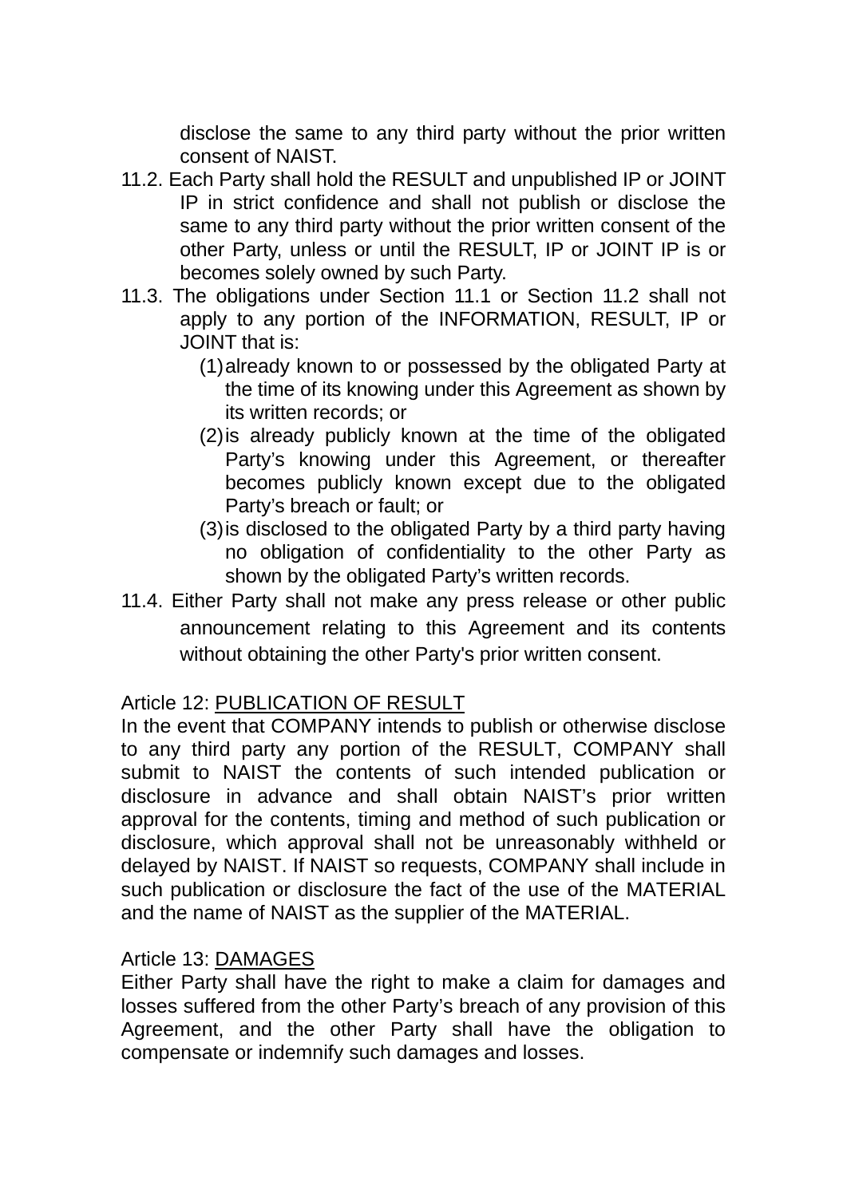disclose the same to any third party without the prior written consent of NAIST.

11.2. Each Party shall hold the RESULT and unpublished IP or JOINT IP in strict confidence and shall not publish or disclose the same to any third party without the prior written consent of the other Party, unless or until the RESULT, IP or JOINT IP is or becomes solely owned by such Party.

11.3. The obligations under Section 11.1 or Section 11.2 shall not apply to any portion of the INFORMATION, RESULT, IP or JOINT that is:

(1) already known to or possessed by the obligated Party at the time of its knowing under this Agreement as shown by its written records; or

(2) is already publicly known at the time of the obligated Party's knowing under this Agreement, or thereafter becomes publicly known except due to the obligated Party's breach or fault; or

(3) is disclosed to the obligated Party by a third party having no obligation of confidentiality to the other Party as shown by the obligated Party's written records.

11.4. Either Party shall not make any press release or other public announcement relating to this Agreement and its contents without obtaining the other Party's prior written consent.

Article 12: <u>PUBLICATION OF RESULT</u>

In the event that COMPANY intends to publish or otherwise disclose to any third party any portion of the RESULT, COMPANY shall submit to NAIST the contents of such intended publication or disclosure in advance and shall obtain NAIST's prior written approval for the contents, timing and method of such publication or disclosure, which approval shall not be unreasonably withheld or delayed by NAIST. If NAIST so requests, COMPANY shall include in such publication or disclosure the fact of the use of the MATERIAL and the name of NAIST as the supplier of the MATERIAL.

Article 13: <u>DAMAGES</u>

Either Party shall have the right to make a claim for damages and losses suffered from the other Party's breach of any provision of this Agreement, and the other Party shall have the obligation to compensate or indemnify such damages and losses.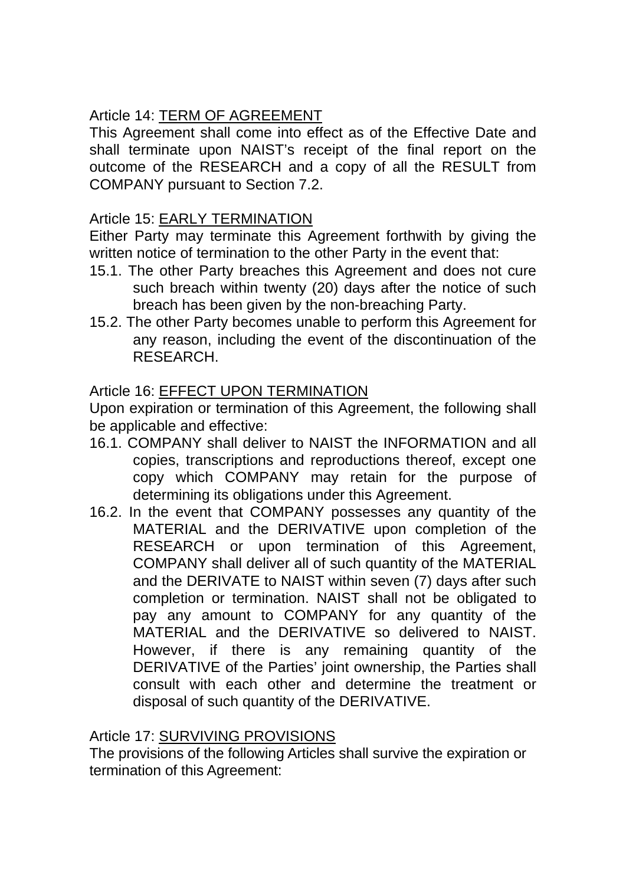Article 14: <u>TERM OF AGREEMENT</u>

This Agreement shall come into effect as of the Effective Date and shall terminate upon NAIST's receipt of the final report on the outcome of the RESEARCH and a copy of all the RESULT from COMPANY pursuant to Section 7.2.

Article 15: <u>EARLY TERMINATION</u>

Either Party may terminate this Agreement forthwith by giving the written notice of termination to the other Party in the event that:

15.1. The other Party breaches this Agreement and does not cure such breach within twenty (20) days after the notice of such breach has been given by the non-breaching Party.

15.2. The other Party becomes unable to perform this Agreement for any reason, including the event of the discontinuation of the RESEARCH.

Article 16: <u>EFFECT UPON TERMINATION</u>

Upon expiration or termination of this Agreement, the following shall be applicable and effective:

16.1. COMPANY shall deliver to NAIST the INFORMATION and all copies, transcriptions and reproductions thereof, except one copy which COMPANY may retain for the purpose of determining its obligations under this Agreement.

16.2. In the event that COMPANY possesses any quantity of the MATERIAL and the DERIVATIVE upon completion of the RESEARCH or upon termination of this Agreement, COMPANY shall deliver all of such quantity of the MATERIAL and the DERIVATE to NAIST within seven (7) days after such completion or termination. NAIST shall not be obligated to pay any amount to COMPANY for any quantity of the MATERIAL and the DERIVATIVE so delivered to NAIST. However, if there is any remaining quantity of the DERIVATIVE of the Parties' joint ownership, the Parties shall consult with each other and determine the treatment or disposal of such quantity of the DERIVATIVE.

Article 17: <u>SURVIVING PROVISIONS</u>

The provisions of the following Articles shall survive the expiration or termination of this Agreement: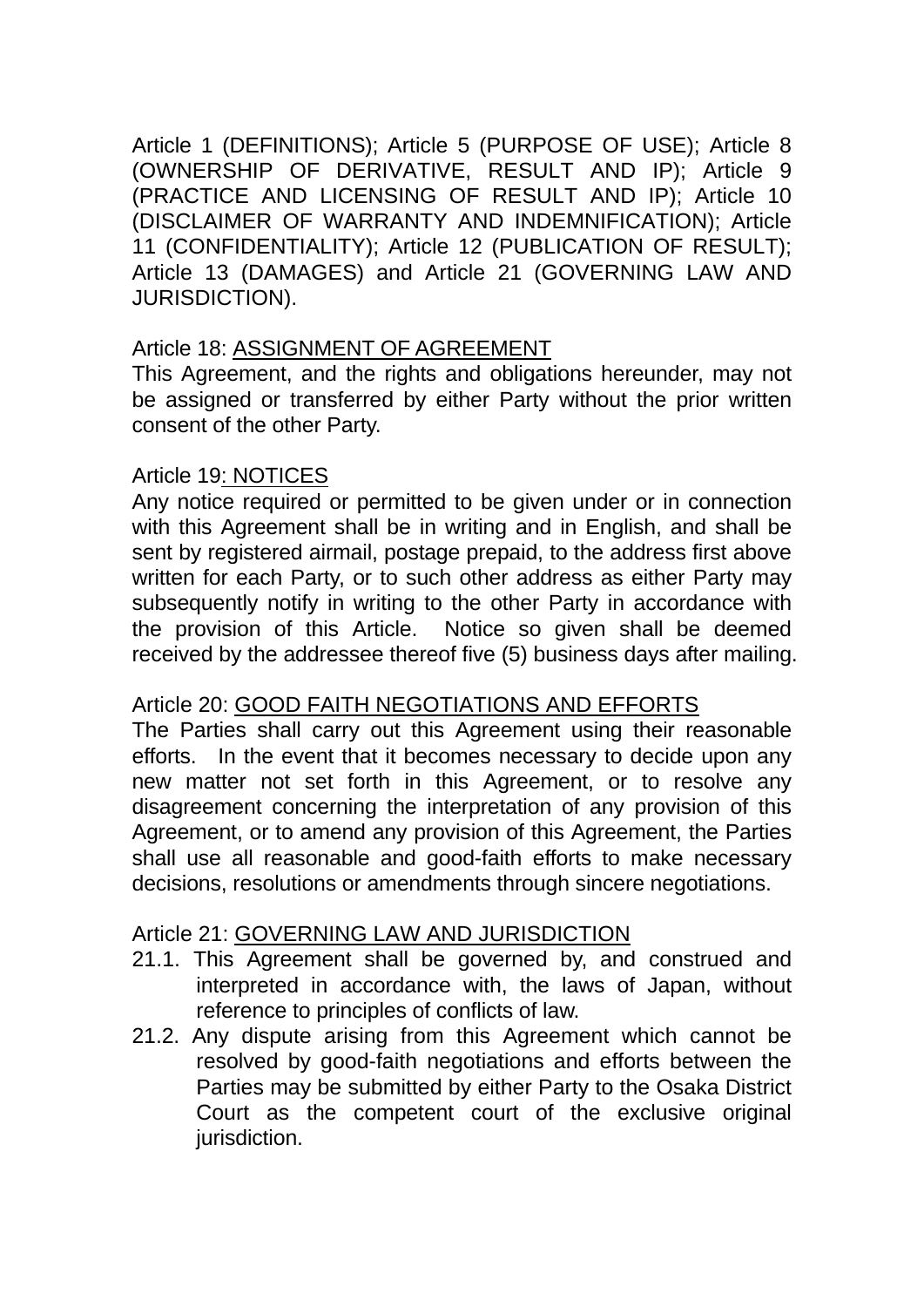Article 1 (DEFINITIONS); Article 5 (PURPOSE OF USE); Article 8 (OWNERSHIP OF DERIVATIVE, RESULT AND IP); Article 9 (PRACTICE AND LICENSING OF RESULT AND IP); Article 10 (DISCLAIMER OF WARRANTY AND INDEMNIFICATION); Article 11 (CONFIDENTIALITY); Article 12 (PUBLICATION OF RESULT); Article 13 (DAMAGES) and Article 21 (GOVERNING LAW AND JURISDICTION).

Article 18: <u>ASSIGNMENT OF AGREEMENT</u>
This Agreement, and the rights and obligations hereunder, may not be assigned or transferred by either Party without the prior written consent of the other Party.

Article 19: <u>NOTICES</u>
Any notice required or permitted to be given under or in connection with this Agreement shall be in writing and in English, and shall be sent by registered airmail, postage prepaid, to the address first above written for each Party, or to such other address as either Party may subsequently notify in writing to the other Party in accordance with the provision of this Article. Notice so given shall be deemed received by the addressee thereof five (5) business days after mailing.

Article 20: <u>GOOD FAITH NEGOTIATIONS AND EFFORTS</u>
The Parties shall carry out this Agreement using their reasonable efforts. In the event that it becomes necessary to decide upon any new matter not set forth in this Agreement, or to resolve any disagreement concerning the interpretation of any provision of this Agreement, or to amend any provision of this Agreement, the Parties shall use all reasonable and good-faith efforts to make necessary decisions, resolutions or amendments through sincere negotiations.

Article 21: <u>GOVERNING LAW AND JURISDICTION</u>

21.1. This Agreement shall be governed by, and construed and interpreted in accordance with, the laws of Japan, without reference to principles of conflicts of law.

21.2. Any dispute arising from this Agreement which cannot be resolved by good-faith negotiations and efforts between the Parties may be submitted by either Party to the Osaka District Court as the competent court of the exclusive original jurisdiction.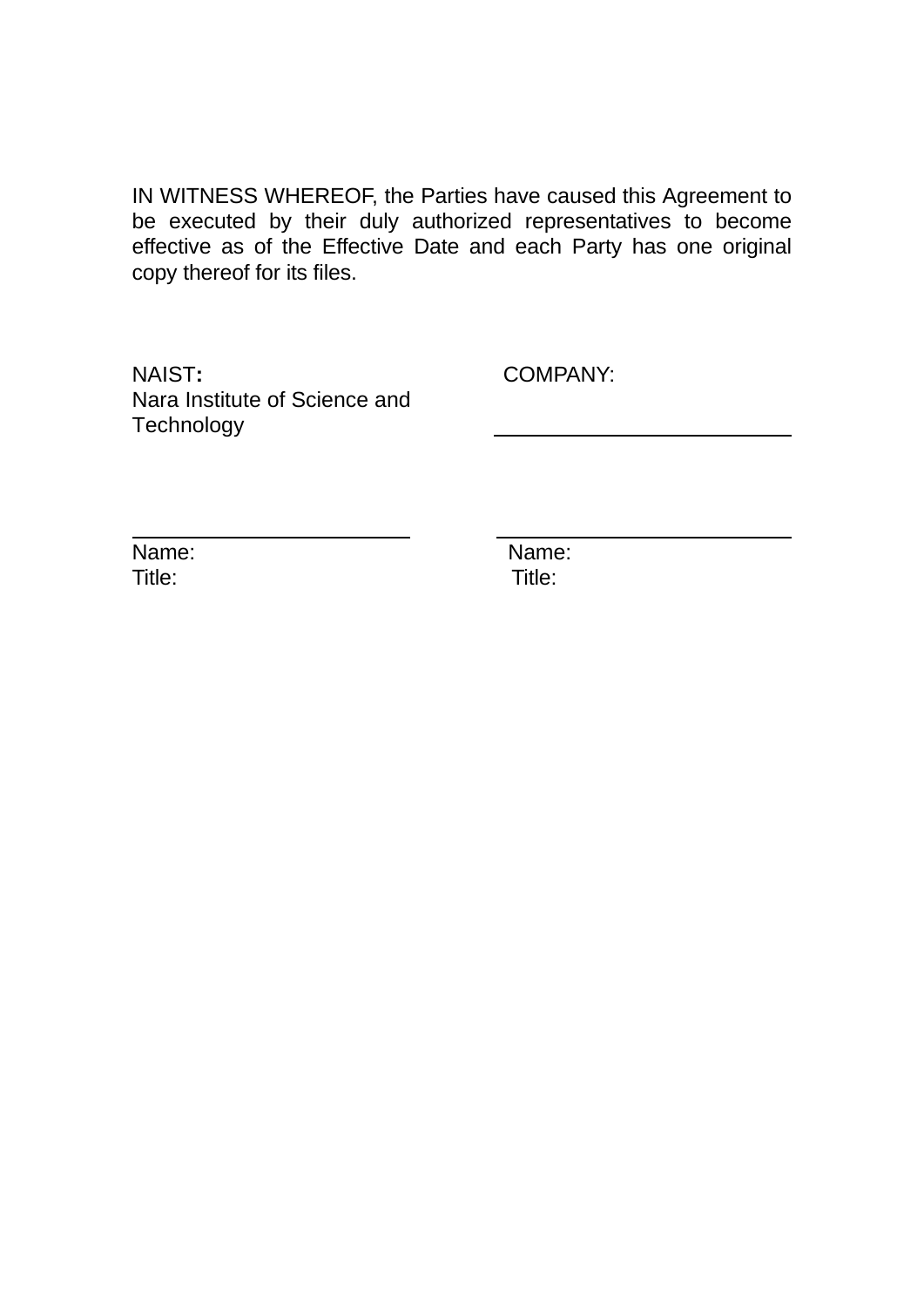IN WITNESS WHEREOF, the Parties have caused this Agreement to be executed by their duly authorized representatives to become effective as of the Effective Date and each Party has one original copy thereof for its files.

| | |
|---|---|
| NAIST**:** | COMPANY: |
| Nara Institute of Science and Technology | \_\_\_\_\_\_\_\_\_\_\_\_\_\_\_\_\_\_\_\_\_\_\_\_\_\_ |
| \_\_\_\_\_\_\_\_\_\_\_\_\_\_\_\_\_\_\_\_\_\_\_\_\_\_ | \_\_\_\_\_\_\_\_\_\_\_\_\_\_\_\_\_\_\_\_\_\_\_\_\_\_ |
| Name: | Name: |
| Title: | Title: |